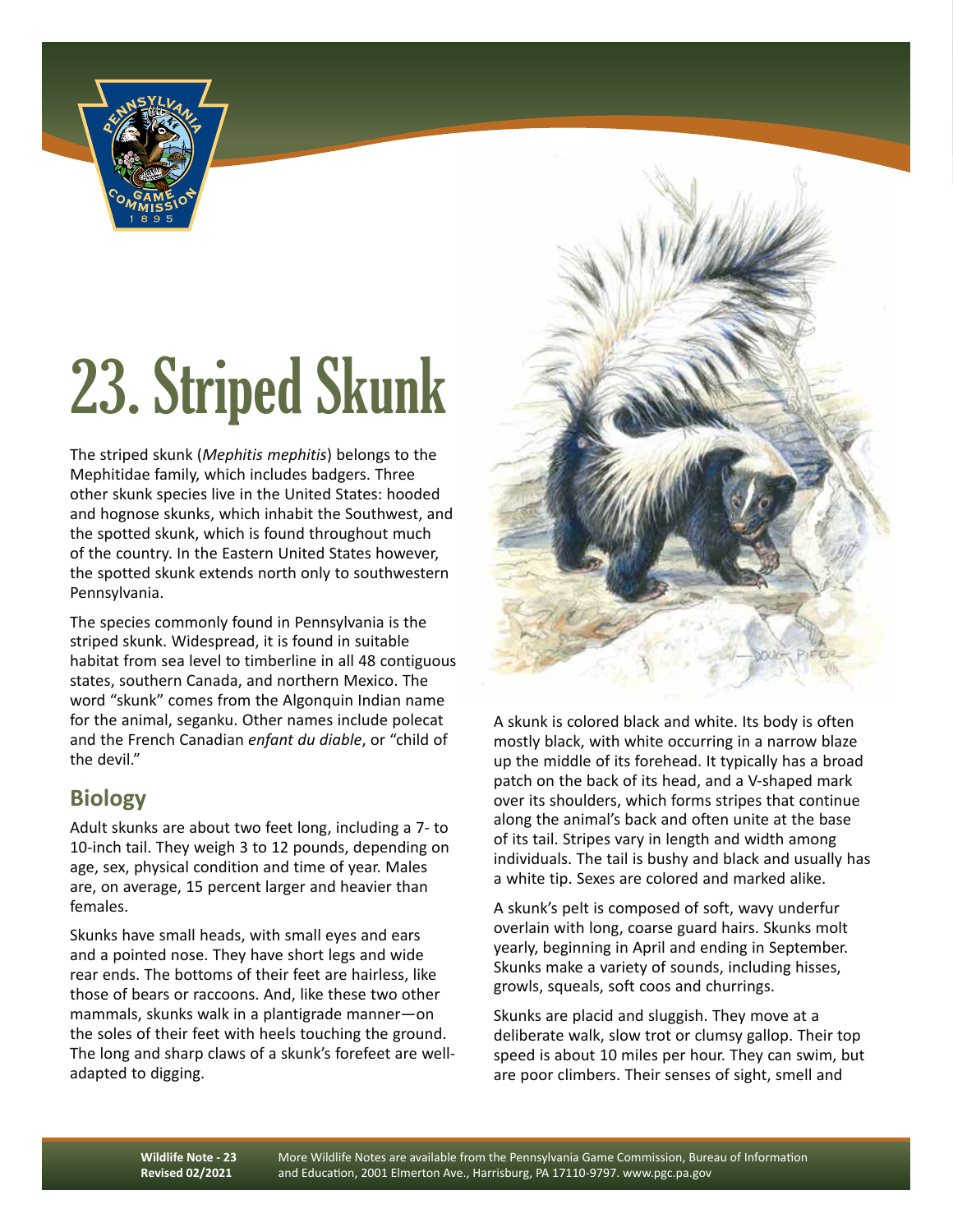# 23. Striped Skunk

The striped skunk (*Mephitis mephitis*) belongs to the Mephitidae family, which includes badgers. Three other skunk species live in the United States: hooded and hognose skunks, which inhabit the Southwest, and the spotted skunk, which is found throughout much of the country. In the Eastern United States however, the spotted skunk extends north only to southwestern Pennsylvania.

The species commonly found in Pennsylvania is the striped skunk. Widespread, it is found in suitable habitat from sea level to timberline in all 48 contiguous states, southern Canada, and northern Mexico. The word "skunk" comes from the Algonquin Indian name for the animal, seganku. Other names include polecat and the French Canadian *enfant du diable*, or "child of the devil."

## Biology

Adult skunks are about two feet long, including a 7- to 10-inch tail. They weigh 3 to 12 pounds, depending on age, sex, physical condition and time of year. Males are, on average, 15 percent larger and heavier than females.

Skunks have small heads, with small eyes and ears and a pointed nose. They have short legs and wide rear ends. The bottoms of their feet are hairless, like those of bears or raccoons. And, like these two other mammals, skunks walk in a plantigrade manner—on the soles of their feet with heels touching the ground. The long and sharp claws of a skunk's forefeet are well-adapted to digging.

A skunk is colored black and white. Its body is often mostly black, with white occurring in a narrow blaze up the middle of its forehead. It typically has a broad patch on the back of its head, and a V-shaped mark over its shoulders, which forms stripes that continue along the animal's back and often unite at the base of its tail. Stripes vary in length and width among individuals. The tail is bushy and black and usually has a white tip. Sexes are colored and marked alike.

A skunk's pelt is composed of soft, wavy underfur overlain with long, coarse guard hairs. Skunks molt yearly, beginning in April and ending in September. Skunks make a variety of sounds, including hisses, growls, squeals, soft coos and churrings.

Skunks are placid and sluggish. They move at a deliberate walk, slow trot or clumsy gallop. Their top speed is about 10 miles per hour. They can swim, but are poor climbers. Their senses of sight, smell and

**Wildlife Note - 23**
**Revised 02/2021**

More Wildlife Notes are available from the Pennsylvania Game Commission, Bureau of Information and Education, 2001 Elmerton Ave., Harrisburg, PA 17110-9797. www.pgc.pa.gov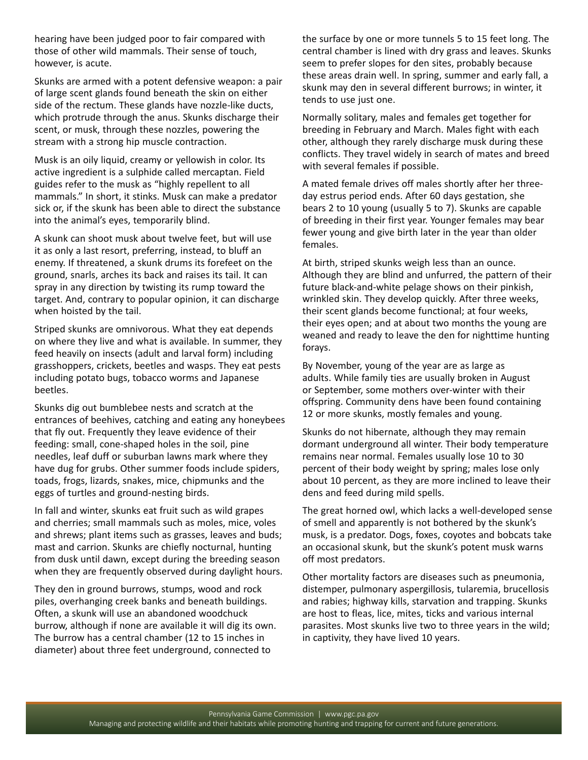hearing have been judged poor to fair compared with those of other wild mammals. Their sense of touch, however, is acute.

Skunks are armed with a potent defensive weapon: a pair of large scent glands found beneath the skin on either side of the rectum. These glands have nozzle-like ducts, which protrude through the anus. Skunks discharge their scent, or musk, through these nozzles, powering the stream with a strong hip muscle contraction.

Musk is an oily liquid, creamy or yellowish in color. Its active ingredient is a sulphide called mercaptan. Field guides refer to the musk as "highly repellent to all mammals." In short, it stinks. Musk can make a predator sick or, if the skunk has been able to direct the substance into the animal's eyes, temporarily blind.

A skunk can shoot musk about twelve feet, but will use it as only a last resort, preferring, instead, to bluff an enemy. If threatened, a skunk drums its forefeet on the ground, snarls, arches its back and raises its tail. It can spray in any direction by twisting its rump toward the target. And, contrary to popular opinion, it can discharge when hoisted by the tail.

Striped skunks are omnivorous. What they eat depends on where they live and what is available. In summer, they feed heavily on insects (adult and larval form) including grasshoppers, crickets, beetles and wasps. They eat pests including potato bugs, tobacco worms and Japanese beetles.

Skunks dig out bumblebee nests and scratch at the entrances of beehives, catching and eating any honeybees that fly out. Frequently they leave evidence of their feeding: small, cone-shaped holes in the soil, pine needles, leaf duff or suburban lawns mark where they have dug for grubs. Other summer foods include spiders, toads, frogs, lizards, snakes, mice, chipmunks and the eggs of turtles and ground-nesting birds.

In fall and winter, skunks eat fruit such as wild grapes and cherries; small mammals such as moles, mice, voles and shrews; plant items such as grasses, leaves and buds; mast and carrion. Skunks are chiefly nocturnal, hunting from dusk until dawn, except during the breeding season when they are frequently observed during daylight hours.

They den in ground burrows, stumps, wood and rock piles, overhanging creek banks and beneath buildings. Often, a skunk will use an abandoned woodchuck burrow, although if none are available it will dig its own. The burrow has a central chamber (12 to 15 inches in diameter) about three feet underground, connected to the surface by one or more tunnels 5 to 15 feet long. The central chamber is lined with dry grass and leaves. Skunks seem to prefer slopes for den sites, probably because these areas drain well. In spring, summer and early fall, a skunk may den in several different burrows; in winter, it tends to use just one.

Normally solitary, males and females get together for breeding in February and March. Males fight with each other, although they rarely discharge musk during these conflicts. They travel widely in search of mates and breed with several females if possible.

A mated female drives off males shortly after her three-day estrus period ends. After 60 days gestation, she bears 2 to 10 young (usually 5 to 7). Skunks are capable of breeding in their first year. Younger females may bear fewer young and give birth later in the year than older females.

At birth, striped skunks weigh less than an ounce. Although they are blind and unfurred, the pattern of their future black-and-white pelage shows on their pinkish, wrinkled skin. They develop quickly. After three weeks, their scent glands become functional; at four weeks, their eyes open; and at about two months the young are weaned and ready to leave the den for nighttime hunting forays.

By November, young of the year are as large as adults. While family ties are usually broken in August or September, some mothers over-winter with their offspring. Community dens have been found containing 12 or more skunks, mostly females and young.

Skunks do not hibernate, although they may remain dormant underground all winter. Their body temperature remains near normal. Females usually lose 10 to 30 percent of their body weight by spring; males lose only about 10 percent, as they are more inclined to leave their dens and feed during mild spells.

The great horned owl, which lacks a well-developed sense of smell and apparently is not bothered by the skunk's musk, is a predator. Dogs, foxes, coyotes and bobcats take an occasional skunk, but the skunk's potent musk warns off most predators.

Other mortality factors are diseases such as pneumonia, distemper, pulmonary aspergillosis, tularemia, brucellosis and rabies; highway kills, starvation and trapping. Skunks are host to fleas, lice, mites, ticks and various internal parasites. Most skunks live two to three years in the wild; in captivity, they have lived 10 years.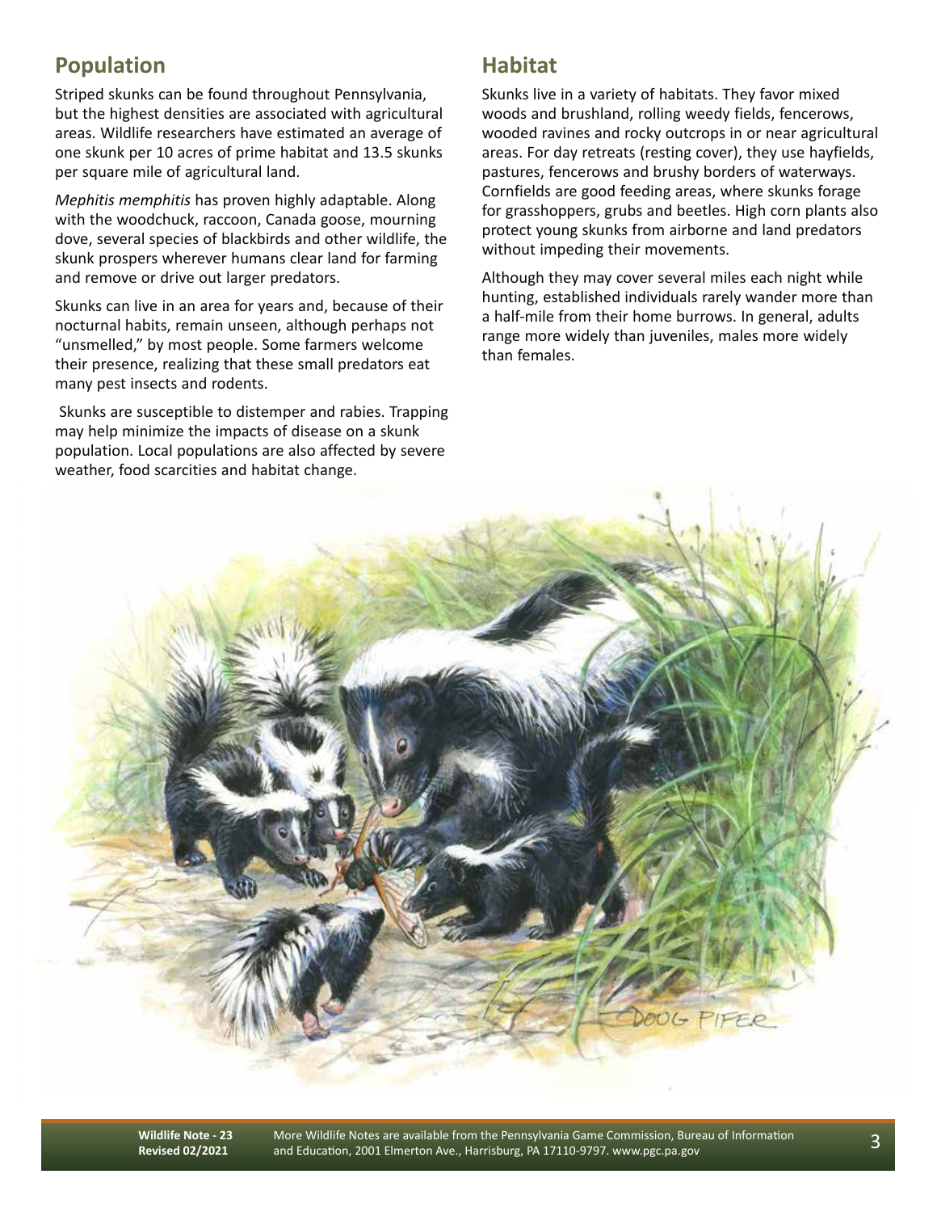## Population

Striped skunks can be found throughout Pennsylvania, but the highest densities are associated with agricultural areas. Wildlife researchers have estimated an average of one skunk per 10 acres of prime habitat and 13.5 skunks per square mile of agricultural land.

*Mephitis memphitis* has proven highly adaptable. Along with the woodchuck, raccoon, Canada goose, mourning dove, several species of blackbirds and other wildlife, the skunk prospers wherever humans clear land for farming and remove or drive out larger predators.

Skunks can live in an area for years and, because of their nocturnal habits, remain unseen, although perhaps not "unsmelled," by most people. Some farmers welcome their presence, realizing that these small predators eat many pest insects and rodents.

Skunks are susceptible to distemper and rabies. Trapping may help minimize the impacts of disease on a skunk population. Local populations are also affected by severe weather, food scarcities and habitat change.

## Habitat

Skunks live in a variety of habitats. They favor mixed woods and brushland, rolling weedy fields, fencerows, wooded ravines and rocky outcrops in or near agricultural areas. For day retreats (resting cover), they use hayfields, pastures, fencerows and brushy borders of waterways. Cornfields are good feeding areas, where skunks forage for grasshoppers, grubs and beetles. High corn plants also protect young skunks from airborne and land predators without impeding their movements.

Although they may cover several miles each night while hunting, established individuals rarely wander more than a half-mile from their home burrows. In general, adults range more widely than juveniles, males more widely than females.

**Wildlife Note - 23**
**Revised 02/2021**

More Wildlife Notes are available from the Pennsylvania Game Commission, Bureau of Information and Education, 2001 Elmerton Ave., Harrisburg, PA 17110-9797. www.pgc.pa.gov